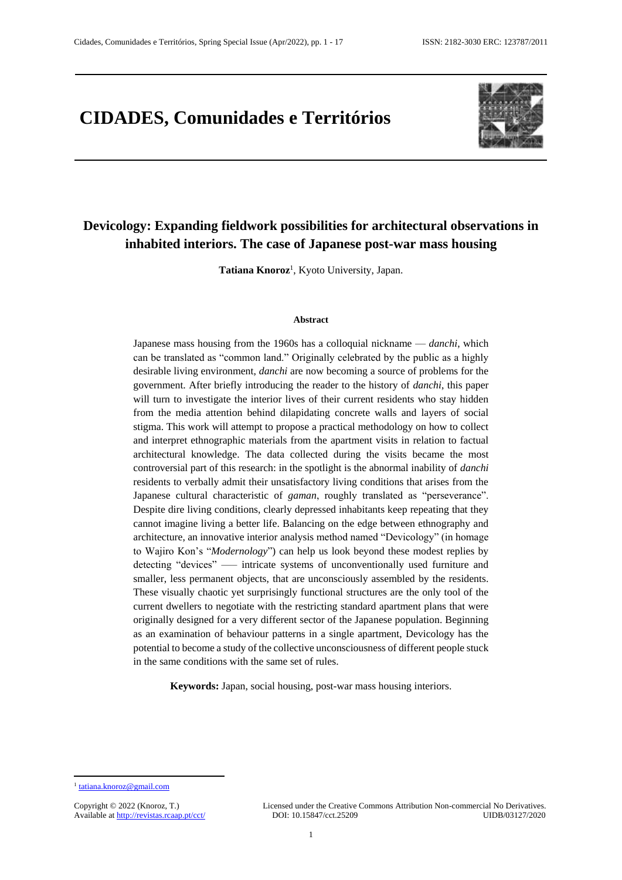# CIDADES, Comunidades e Territórios

## Devicology: Expanding fieldwork possibilities for architectural observations in inhabited interiors. The case of Japanese post-war mass housing

**Tatiana Knoroz**[1], Kyoto University, Japan.

### Abstract

Japanese mass housing from the 1960s has a colloquial nickname — *danchi*, which can be translated as "common land." Originally celebrated by the public as a highly desirable living environment, *danchi* are now becoming a source of problems for the government. After briefly introducing the reader to the history of *danchi*, this paper will turn to investigate the interior lives of their current residents who stay hidden from the media attention behind dilapidating concrete walls and layers of social stigma. This work will attempt to propose a practical methodology on how to collect and interpret ethnographic materials from the apartment visits in relation to factual architectural knowledge. The data collected during the visits became the most controversial part of this research: in the spotlight is the abnormal inability of *danchi* residents to verbally admit their unsatisfactory living conditions that arises from the Japanese cultural characteristic of *gaman*, roughly translated as "perseverance". Despite dire living conditions, clearly depressed inhabitants keep repeating that they cannot imagine living a better life. Balancing on the edge between ethnography and architecture, an innovative interior analysis method named "Devicology" (in homage to Wajiro Kon's "*Modernology*") can help us look beyond these modest replies by detecting "devices" —– intricate systems of unconventionally used furniture and smaller, less permanent objects, that are unconsciously assembled by the residents. These visually chaotic yet surprisingly functional structures are the only tool of the current dwellers to negotiate with the restricting standard apartment plans that were originally designed for a very different sector of the Japanese population. Beginning as an examination of behaviour patterns in a single apartment, Devicology has the potential to become a study of the collective unconsciousness of different people stuck in the same conditions with the same set of rules.

**Keywords:** Japan, social housing, post-war mass housing interiors.

---

[1] tatiana.knoroz@gmail.com

Copyright © 2022 (Knoroz, T.)
Available at http://revistas.rcaap.pt/cct/

Licensed under the Creative Commons Attribution Non-commercial No Derivatives.
DOI: 10.15847/cct.25209
UIDB/03127/2020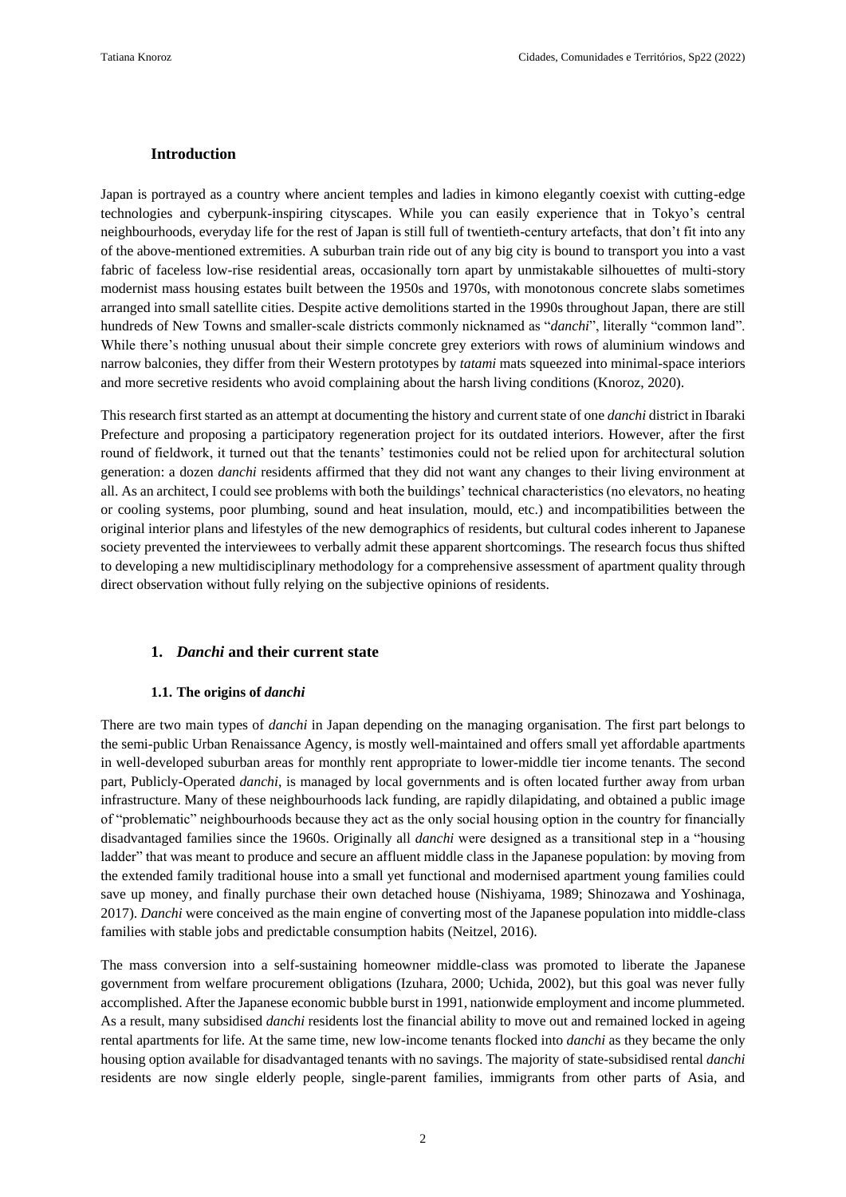## Introduction

Japan is portrayed as a country where ancient temples and ladies in kimono elegantly coexist with cutting-edge technologies and cyberpunk-inspiring cityscapes. While you can easily experience that in Tokyo's central neighbourhoods, everyday life for the rest of Japan is still full of twentieth-century artefacts, that don't fit into any of the above-mentioned extremities. A suburban train ride out of any big city is bound to transport you into a vast fabric of faceless low-rise residential areas, occasionally torn apart by unmistakable silhouettes of multi-story modernist mass housing estates built between the 1950s and 1970s, with monotonous concrete slabs sometimes arranged into small satellite cities. Despite active demolitions started in the 1990s throughout Japan, there are still hundreds of New Towns and smaller-scale districts commonly nicknamed as "*danchi*", literally "common land". While there's nothing unusual about their simple concrete grey exteriors with rows of aluminium windows and narrow balconies, they differ from their Western prototypes by *tatami* mats squeezed into minimal-space interiors and more secretive residents who avoid complaining about the harsh living conditions (Knoroz, 2020).

This research first started as an attempt at documenting the history and current state of one *danchi* district in Ibaraki Prefecture and proposing a participatory regeneration project for its outdated interiors. However, after the first round of fieldwork, it turned out that the tenants' testimonies could not be relied upon for architectural solution generation: a dozen *danchi* residents affirmed that they did not want any changes to their living environment at all. As an architect, I could see problems with both the buildings' technical characteristics (no elevators, no heating or cooling systems, poor plumbing, sound and heat insulation, mould, etc.) and incompatibilities between the original interior plans and lifestyles of the new demographics of residents, but cultural codes inherent to Japanese society prevented the interviewees to verbally admit these apparent shortcomings. The research focus thus shifted to developing a new multidisciplinary methodology for a comprehensive assessment of apartment quality through direct observation without fully relying on the subjective opinions of residents.

## 1. *Danchi* and their current state

### 1.1. The origins of *danchi*

There are two main types of *danchi* in Japan depending on the managing organisation. The first part belongs to the semi-public Urban Renaissance Agency, is mostly well-maintained and offers small yet affordable apartments in well-developed suburban areas for monthly rent appropriate to lower-middle tier income tenants. The second part, Publicly-Operated *danchi*, is managed by local governments and is often located further away from urban infrastructure. Many of these neighbourhoods lack funding, are rapidly dilapidating, and obtained a public image of "problematic" neighbourhoods because they act as the only social housing option in the country for financially disadvantaged families since the 1960s. Originally all *danchi* were designed as a transitional step in a "housing ladder" that was meant to produce and secure an affluent middle class in the Japanese population: by moving from the extended family traditional house into a small yet functional and modernised apartment young families could save up money, and finally purchase their own detached house (Nishiyama, 1989; Shinozawa and Yoshinaga, 2017). *Danchi* were conceived as the main engine of converting most of the Japanese population into middle-class families with stable jobs and predictable consumption habits (Neitzel, 2016).

The mass conversion into a self-sustaining homeowner middle-class was promoted to liberate the Japanese government from welfare procurement obligations (Izuhara, 2000; Uchida, 2002), but this goal was never fully accomplished. After the Japanese economic bubble burst in 1991, nationwide employment and income plummeted. As a result, many subsidised *danchi* residents lost the financial ability to move out and remained locked in ageing rental apartments for life. At the same time, new low-income tenants flocked into *danchi* as they became the only housing option available for disadvantaged tenants with no savings. The majority of state-subsidised rental *danchi* residents are now single elderly people, single-parent families, immigrants from other parts of Asia, and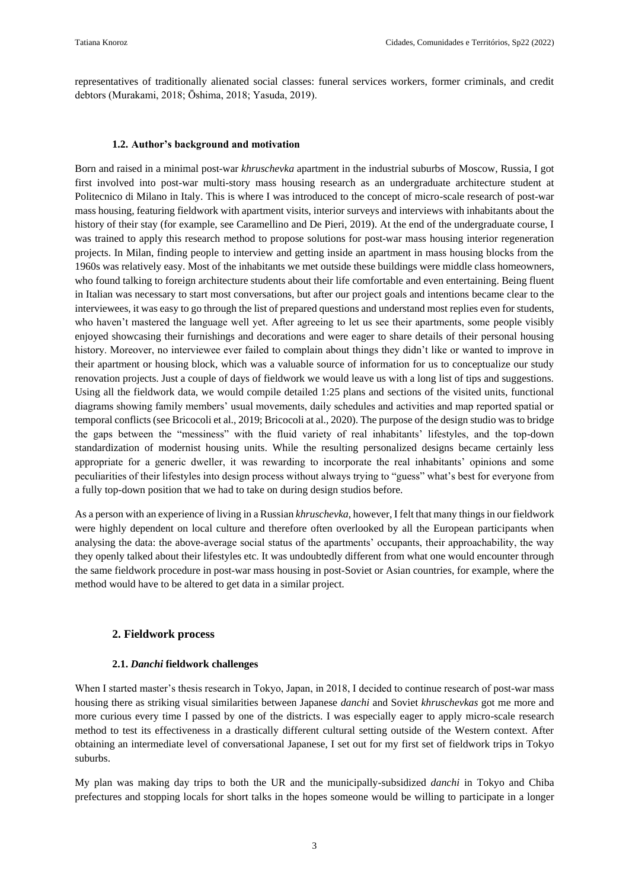representatives of traditionally alienated social classes: funeral services workers, former criminals, and credit debtors (Murakami, 2018; Ōshima, 2018; Yasuda, 2019).

### 1.2. Author's background and motivation

Born and raised in a minimal post-war *khruschevka* apartment in the industrial suburbs of Moscow, Russia, I got first involved into post-war multi-story mass housing research as an undergraduate architecture student at Politecnico di Milano in Italy. This is where I was introduced to the concept of micro-scale research of post-war mass housing, featuring fieldwork with apartment visits, interior surveys and interviews with inhabitants about the history of their stay (for example, see Caramellino and De Pieri, 2019). At the end of the undergraduate course, I was trained to apply this research method to propose solutions for post-war mass housing interior regeneration projects. In Milan, finding people to interview and getting inside an apartment in mass housing blocks from the 1960s was relatively easy. Most of the inhabitants we met outside these buildings were middle class homeowners, who found talking to foreign architecture students about their life comfortable and even entertaining. Being fluent in Italian was necessary to start most conversations, but after our project goals and intentions became clear to the interviewees, it was easy to go through the list of prepared questions and understand most replies even for students, who haven't mastered the language well yet. After agreeing to let us see their apartments, some people visibly enjoyed showcasing their furnishings and decorations and were eager to share details of their personal housing history. Moreover, no interviewee ever failed to complain about things they didn't like or wanted to improve in their apartment or housing block, which was a valuable source of information for us to conceptualize our study renovation projects. Just a couple of days of fieldwork we would leave us with a long list of tips and suggestions. Using all the fieldwork data, we would compile detailed 1:25 plans and sections of the visited units, functional diagrams showing family members' usual movements, daily schedules and activities and map reported spatial or temporal conflicts (see Bricocoli et al., 2019; Bricocoli at al., 2020). The purpose of the design studio was to bridge the gaps between the "messiness" with the fluid variety of real inhabitants' lifestyles, and the top-down standardization of modernist housing units. While the resulting personalized designs became certainly less appropriate for a generic dweller, it was rewarding to incorporate the real inhabitants' opinions and some peculiarities of their lifestyles into design process without always trying to "guess" what's best for everyone from a fully top-down position that we had to take on during design studios before.

As a person with an experience of living in a Russian *khruschevka*, however, I felt that many things in our fieldwork were highly dependent on local culture and therefore often overlooked by all the European participants when analysing the data: the above-average social status of the apartments' occupants, their approachability, the way they openly talked about their lifestyles etc. It was undoubtedly different from what one would encounter through the same fieldwork procedure in post-war mass housing in post-Soviet or Asian countries, for example, where the method would have to be altered to get data in a similar project.

## 2. Fieldwork process

### 2.1. *Danchi* fieldwork challenges

When I started master's thesis research in Tokyo, Japan, in 2018, I decided to continue research of post-war mass housing there as striking visual similarities between Japanese *danchi* and Soviet *khruschevkas* got me more and more curious every time I passed by one of the districts. I was especially eager to apply micro-scale research method to test its effectiveness in a drastically different cultural setting outside of the Western context. After obtaining an intermediate level of conversational Japanese, I set out for my first set of fieldwork trips in Tokyo suburbs.

My plan was making day trips to both the UR and the municipally-subsidized *danchi* in Tokyo and Chiba prefectures and stopping locals for short talks in the hopes someone would be willing to participate in a longer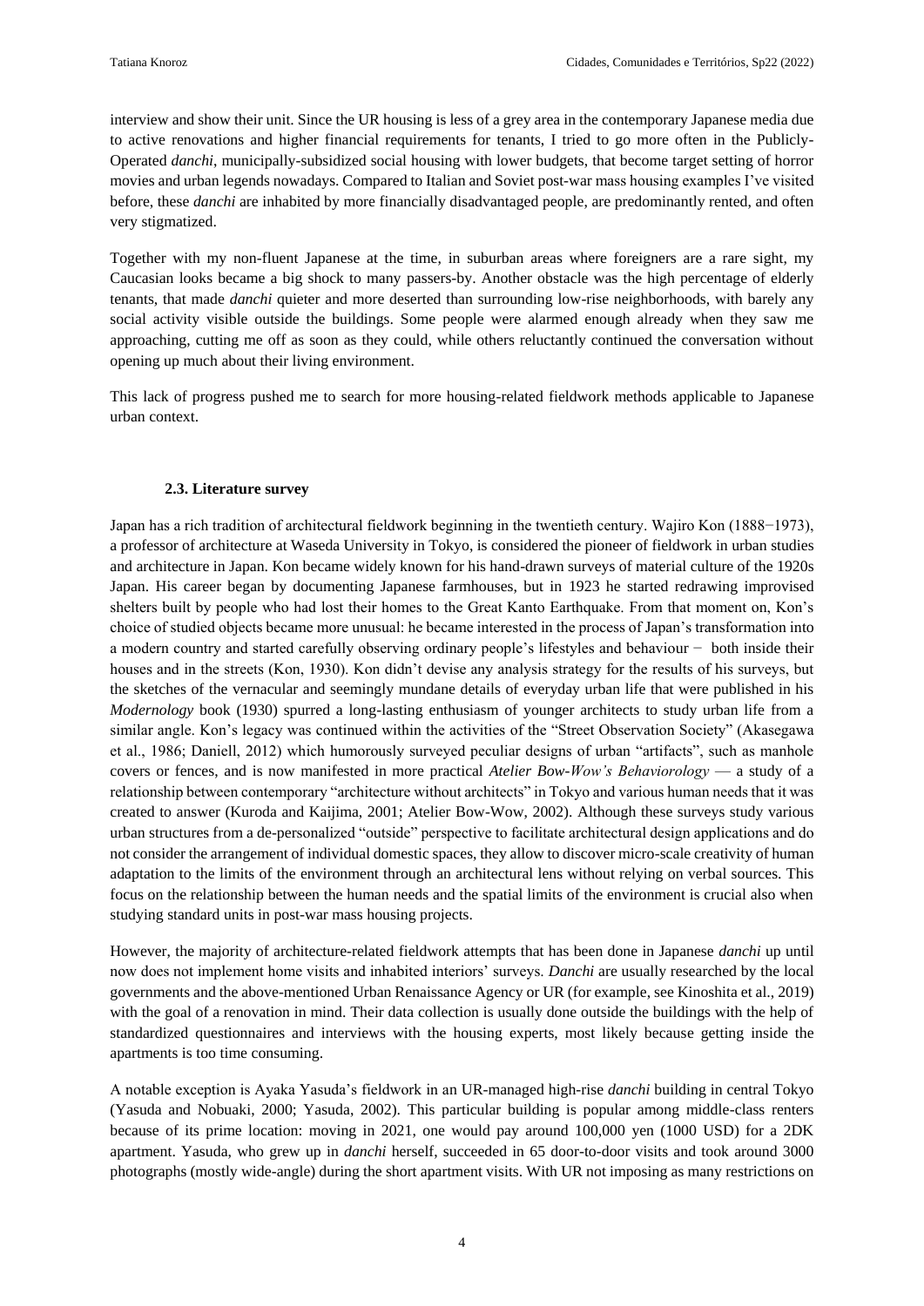interview and show their unit. Since the UR housing is less of a grey area in the contemporary Japanese media due to active renovations and higher financial requirements for tenants, I tried to go more often in the Publicly-Operated *danchi*, municipally-subsidized social housing with lower budgets, that become target setting of horror movies and urban legends nowadays. Compared to Italian and Soviet post-war mass housing examples I've visited before, these *danchi* are inhabited by more financially disadvantaged people, are predominantly rented, and often very stigmatized.

Together with my non-fluent Japanese at the time, in suburban areas where foreigners are a rare sight, my Caucasian looks became a big shock to many passers-by. Another obstacle was the high percentage of elderly tenants, that made *danchi* quieter and more deserted than surrounding low-rise neighborhoods, with barely any social activity visible outside the buildings. Some people were alarmed enough already when they saw me approaching, cutting me off as soon as they could, while others reluctantly continued the conversation without opening up much about their living environment.

This lack of progress pushed me to search for more housing-related fieldwork methods applicable to Japanese urban context.

### 2.3. Literature survey

Japan has a rich tradition of architectural fieldwork beginning in the twentieth century. Wajiro Kon (1888−1973), a professor of architecture at Waseda University in Tokyo, is considered the pioneer of fieldwork in urban studies and architecture in Japan. Kon became widely known for his hand-drawn surveys of material culture of the 1920s Japan. His career began by documenting Japanese farmhouses, but in 1923 he started redrawing improvised shelters built by people who had lost their homes to the Great Kanto Earthquake. From that moment on, Kon's choice of studied objects became more unusual: he became interested in the process of Japan's transformation into a modern country and started carefully observing ordinary people's lifestyles and behaviour − both inside their houses and in the streets (Kon, 1930). Kon didn't devise any analysis strategy for the results of his surveys, but the sketches of the vernacular and seemingly mundane details of everyday urban life that were published in his *Modernology* book (1930) spurred a long-lasting enthusiasm of younger architects to study urban life from a similar angle. Kon's legacy was continued within the activities of the "Street Observation Society" (Akasegawa et al., 1986; Daniell, 2012) which humorously surveyed peculiar designs of urban "artifacts", such as manhole covers or fences, and is now manifested in more practical *Atelier Bow-Wow's Behaviorology* — a study of a relationship between contemporary "architecture without architects" in Tokyo and various human needs that it was created to answer (Kuroda and Kaijima, 2001; Atelier Bow-Wow, 2002). Although these surveys study various urban structures from a de-personalized "outside" perspective to facilitate architectural design applications and do not consider the arrangement of individual domestic spaces, they allow to discover micro-scale creativity of human adaptation to the limits of the environment through an architectural lens without relying on verbal sources. This focus on the relationship between the human needs and the spatial limits of the environment is crucial also when studying standard units in post-war mass housing projects.

However, the majority of architecture-related fieldwork attempts that has been done in Japanese *danchi* up until now does not implement home visits and inhabited interiors' surveys. *Danchi* are usually researched by the local governments and the above-mentioned Urban Renaissance Agency or UR (for example, see Kinoshita et al., 2019) with the goal of a renovation in mind. Their data collection is usually done outside the buildings with the help of standardized questionnaires and interviews with the housing experts, most likely because getting inside the apartments is too time consuming.

A notable exception is Ayaka Yasuda's fieldwork in an UR-managed high-rise *danchi* building in central Tokyo (Yasuda and Nobuaki, 2000; Yasuda, 2002). This particular building is popular among middle-class renters because of its prime location: moving in 2021, one would pay around 100,000 yen (1000 USD) for a 2DK apartment. Yasuda, who grew up in *danchi* herself, succeeded in 65 door-to-door visits and took around 3000 photographs (mostly wide-angle) during the short apartment visits. With UR not imposing as many restrictions on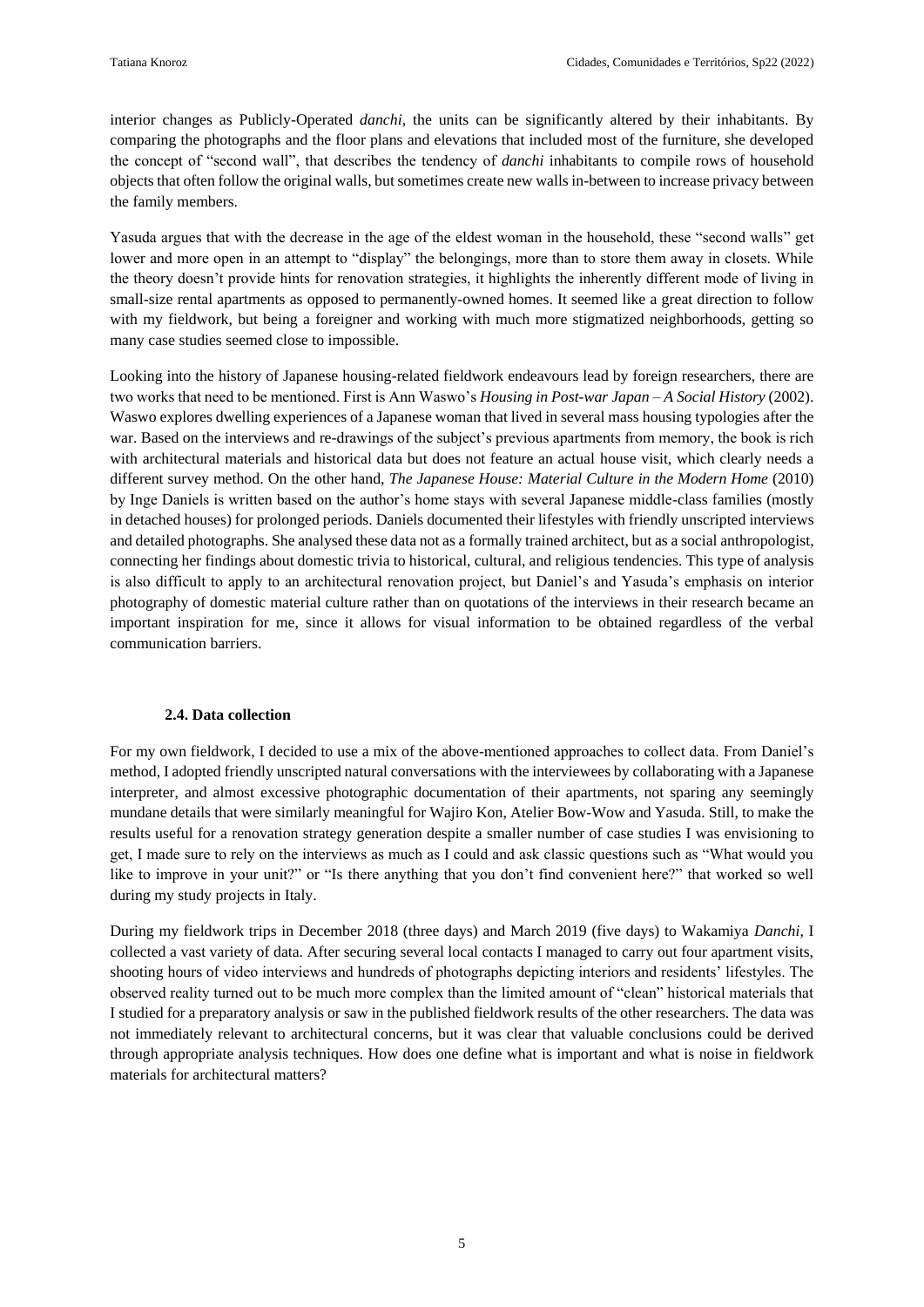interior changes as Publicly-Operated *danchi*, the units can be significantly altered by their inhabitants. By comparing the photographs and the floor plans and elevations that included most of the furniture, she developed the concept of "second wall", that describes the tendency of *danchi* inhabitants to compile rows of household objects that often follow the original walls, but sometimes create new walls in-between to increase privacy between the family members.

Yasuda argues that with the decrease in the age of the eldest woman in the household, these "second walls" get lower and more open in an attempt to "display" the belongings, more than to store them away in closets. While the theory doesn't provide hints for renovation strategies, it highlights the inherently different mode of living in small-size rental apartments as opposed to permanently-owned homes. It seemed like a great direction to follow with my fieldwork, but being a foreigner and working with much more stigmatized neighborhoods, getting so many case studies seemed close to impossible.

Looking into the history of Japanese housing-related fieldwork endeavours lead by foreign researchers, there are two works that need to be mentioned. First is Ann Waswo's *Housing in Post-war Japan – A Social History* (2002). Waswo explores dwelling experiences of a Japanese woman that lived in several mass housing typologies after the war. Based on the interviews and re-drawings of the subject's previous apartments from memory, the book is rich with architectural materials and historical data but does not feature an actual house visit, which clearly needs a different survey method. On the other hand, *The Japanese House: Material Culture in the Modern Home* (2010) by Inge Daniels is written based on the author's home stays with several Japanese middle-class families (mostly in detached houses) for prolonged periods. Daniels documented their lifestyles with friendly unscripted interviews and detailed photographs. She analysed these data not as a formally trained architect, but as a social anthropologist, connecting her findings about domestic trivia to historical, cultural, and religious tendencies. This type of analysis is also difficult to apply to an architectural renovation project, but Daniel's and Yasuda's emphasis on interior photography of domestic material culture rather than on quotations of the interviews in their research became an important inspiration for me, since it allows for visual information to be obtained regardless of the verbal communication barriers.

### 2.4. Data collection

For my own fieldwork, I decided to use a mix of the above-mentioned approaches to collect data. From Daniel's method, I adopted friendly unscripted natural conversations with the interviewees by collaborating with a Japanese interpreter, and almost excessive photographic documentation of their apartments, not sparing any seemingly mundane details that were similarly meaningful for Wajiro Kon, Atelier Bow-Wow and Yasuda. Still, to make the results useful for a renovation strategy generation despite a smaller number of case studies I was envisioning to get, I made sure to rely on the interviews as much as I could and ask classic questions such as "What would you like to improve in your unit?" or "Is there anything that you don't find convenient here?" that worked so well during my study projects in Italy.

During my fieldwork trips in December 2018 (three days) and March 2019 (five days) to Wakamiya *Danchi*, I collected a vast variety of data. After securing several local contacts I managed to carry out four apartment visits, shooting hours of video interviews and hundreds of photographs depicting interiors and residents' lifestyles. The observed reality turned out to be much more complex than the limited amount of "clean" historical materials that I studied for a preparatory analysis or saw in the published fieldwork results of the other researchers. The data was not immediately relevant to architectural concerns, but it was clear that valuable conclusions could be derived through appropriate analysis techniques. How does one define what is important and what is noise in fieldwork materials for architectural matters?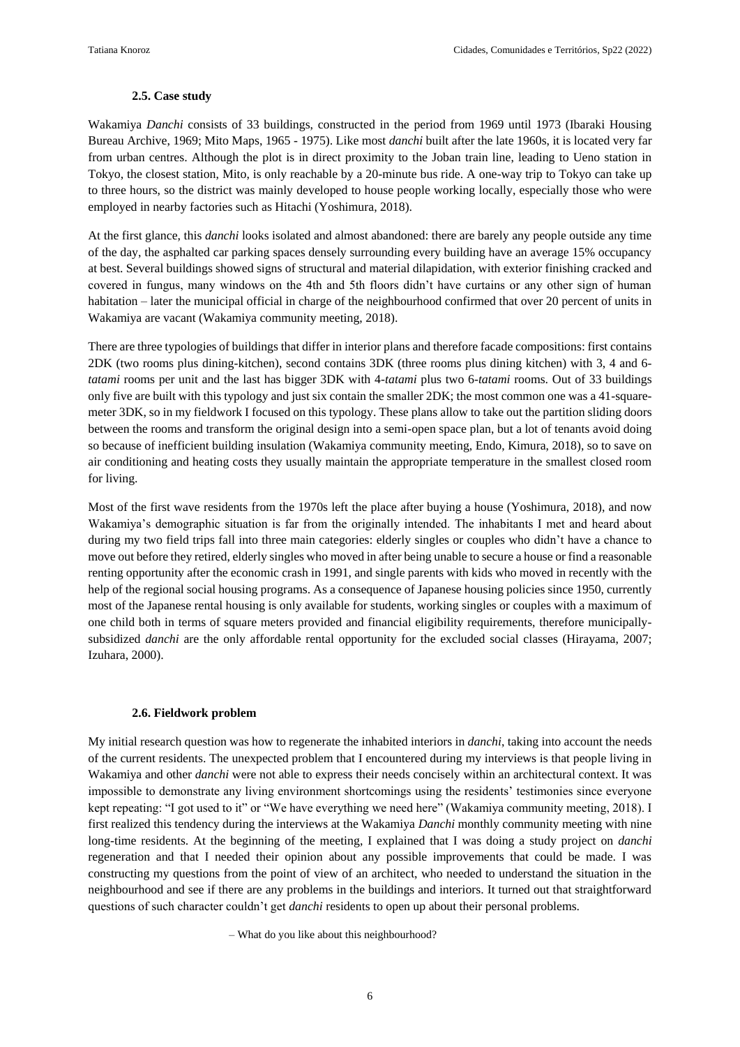### 2.5. Case study

Wakamiya *Danchi* consists of 33 buildings, constructed in the period from 1969 until 1973 (Ibaraki Housing Bureau Archive, 1969; Mito Maps, 1965 - 1975). Like most *danchi* built after the late 1960s, it is located very far from urban centres. Although the plot is in direct proximity to the Joban train line, leading to Ueno station in Tokyo, the closest station, Mito, is only reachable by a 20-minute bus ride. A one-way trip to Tokyo can take up to three hours, so the district was mainly developed to house people working locally, especially those who were employed in nearby factories such as Hitachi (Yoshimura, 2018).

At the first glance, this *danchi* looks isolated and almost abandoned: there are barely any people outside any time of the day, the asphalted car parking spaces densely surrounding every building have an average 15% occupancy at best. Several buildings showed signs of structural and material dilapidation, with exterior finishing cracked and covered in fungus, many windows on the 4th and 5th floors didn't have curtains or any other sign of human habitation – later the municipal official in charge of the neighbourhood confirmed that over 20 percent of units in Wakamiya are vacant (Wakamiya community meeting, 2018).

There are three typologies of buildings that differ in interior plans and therefore facade compositions: first contains 2DK (two rooms plus dining-kitchen), second contains 3DK (three rooms plus dining kitchen) with 3, 4 and 6-*tatami* rooms per unit and the last has bigger 3DK with 4-*tatami* plus two 6-*tatami* rooms. Out of 33 buildings only five are built with this typology and just six contain the smaller 2DK; the most common one was a 41-square-meter 3DK, so in my fieldwork I focused on this typology. These plans allow to take out the partition sliding doors between the rooms and transform the original design into a semi-open space plan, but a lot of tenants avoid doing so because of inefficient building insulation (Wakamiya community meeting, Endo, Kimura, 2018), so to save on air conditioning and heating costs they usually maintain the appropriate temperature in the smallest closed room for living.

Most of the first wave residents from the 1970s left the place after buying a house (Yoshimura, 2018), and now Wakamiya's demographic situation is far from the originally intended. The inhabitants I met and heard about during my two field trips fall into three main categories: elderly singles or couples who didn't have a chance to move out before they retired, elderly singles who moved in after being unable to secure a house or find a reasonable renting opportunity after the economic crash in 1991, and single parents with kids who moved in recently with the help of the regional social housing programs. As a consequence of Japanese housing policies since 1950, currently most of the Japanese rental housing is only available for students, working singles or couples with a maximum of one child both in terms of square meters provided and financial eligibility requirements, therefore municipally-subsidized *danchi* are the only affordable rental opportunity for the excluded social classes (Hirayama, 2007; Izuhara, 2000).

### 2.6. Fieldwork problem

My initial research question was how to regenerate the inhabited interiors in *danchi*, taking into account the needs of the current residents. The unexpected problem that I encountered during my interviews is that people living in Wakamiya and other *danchi* were not able to express their needs concisely within an architectural context. It was impossible to demonstrate any living environment shortcomings using the residents' testimonies since everyone kept repeating: "I got used to it" or "We have everything we need here" (Wakamiya community meeting, 2018). I first realized this tendency during the interviews at the Wakamiya *Danchi* monthly community meeting with nine long-time residents. At the beginning of the meeting, I explained that I was doing a study project on *danchi* regeneration and that I needed their opinion about any possible improvements that could be made. I was constructing my questions from the point of view of an architect, who needed to understand the situation in the neighbourhood and see if there are any problems in the buildings and interiors. It turned out that straightforward questions of such character couldn't get *danchi* residents to open up about their personal problems.

– What do you like about this neighbourhood?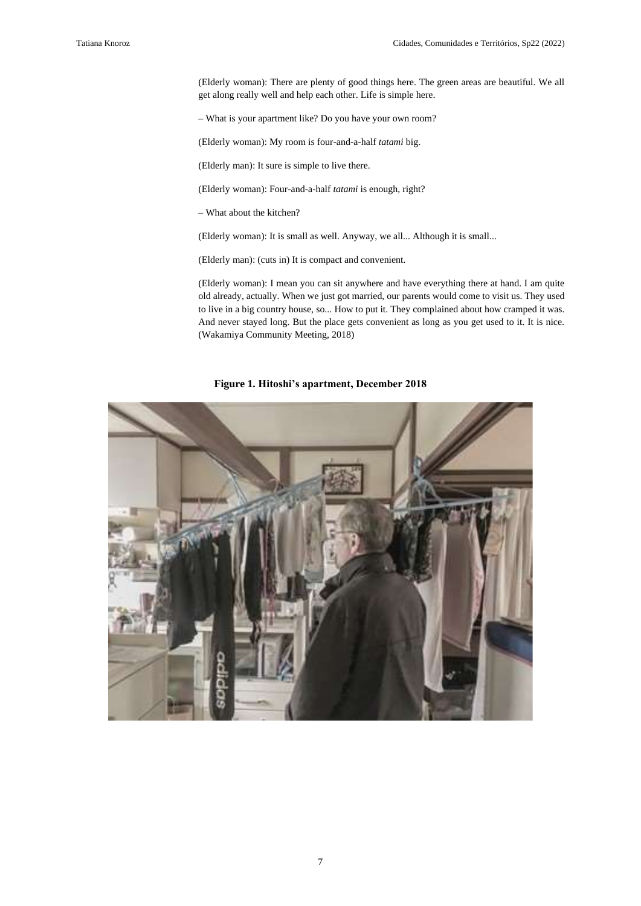(Elderly woman): There are plenty of good things here. The green areas are beautiful. We all get along really well and help each other. Life is simple here.

– What is your apartment like? Do you have your own room?

(Elderly woman): My room is four-and-a-half *tatami* big.

(Elderly man): It sure is simple to live there.

(Elderly woman): Four-and-a-half *tatami* is enough, right?

– What about the kitchen?

(Elderly woman): It is small as well. Anyway, we all... Although it is small...

(Elderly man): (cuts in) It is compact and convenient.

(Elderly woman): I mean you can sit anywhere and have everything there at hand. I am quite old already, actually. When we just got married, our parents would come to visit us. They used to live in a big country house, so... How to put it. They complained about how cramped it was. And never stayed long. But the place gets convenient as long as you get used to it. It is nice. (Wakamiya Community Meeting, 2018)

**Figure 1. Hitoshi's apartment, December 2018**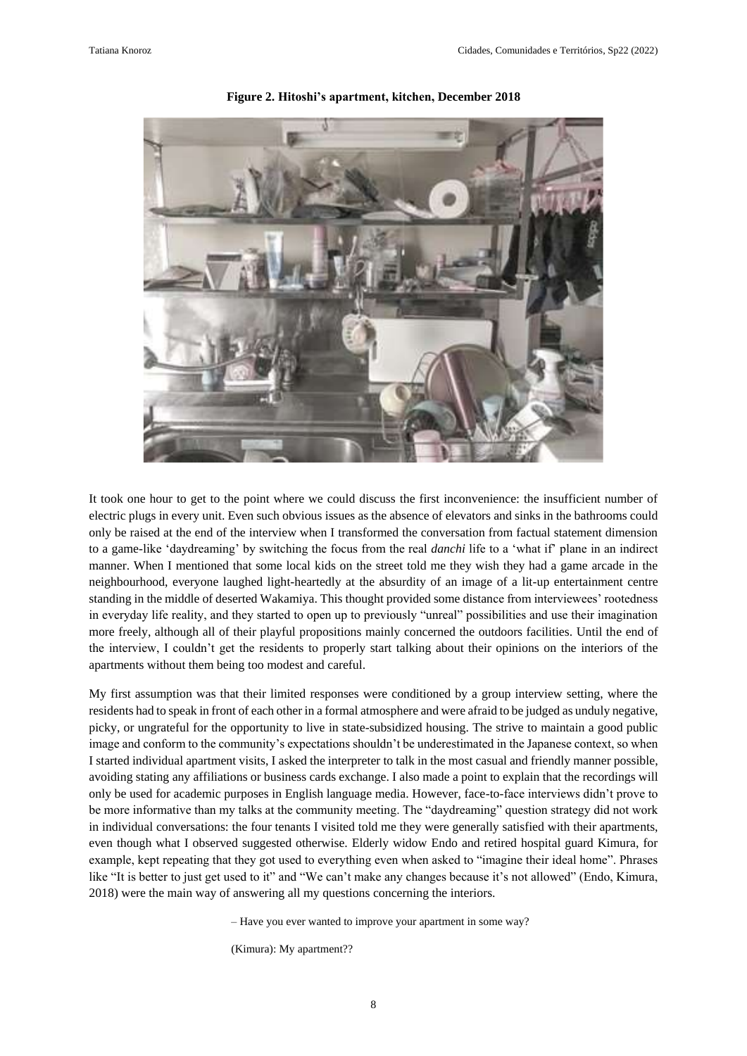**Figure 2. Hitoshi's apartment, kitchen, December 2018**

It took one hour to get to the point where we could discuss the first inconvenience: the insufficient number of electric plugs in every unit. Even such obvious issues as the absence of elevators and sinks in the bathrooms could only be raised at the end of the interview when I transformed the conversation from factual statement dimension to a game-like 'daydreaming' by switching the focus from the real *danchi* life to a 'what if' plane in an indirect manner. When I mentioned that some local kids on the street told me they wish they had a game arcade in the neighbourhood, everyone laughed light-heartedly at the absurdity of an image of a lit-up entertainment centre standing in the middle of deserted Wakamiya. This thought provided some distance from interviewees' rootedness in everyday life reality, and they started to open up to previously "unreal" possibilities and use their imagination more freely, although all of their playful propositions mainly concerned the outdoors facilities. Until the end of the interview, I couldn't get the residents to properly start talking about their opinions on the interiors of the apartments without them being too modest and careful.

My first assumption was that their limited responses were conditioned by a group interview setting, where the residents had to speak in front of each other in a formal atmosphere and were afraid to be judged as unduly negative, picky, or ungrateful for the opportunity to live in state-subsidized housing. The strive to maintain a good public image and conform to the community's expectations shouldn't be underestimated in the Japanese context, so when I started individual apartment visits, I asked the interpreter to talk in the most casual and friendly manner possible, avoiding stating any affiliations or business cards exchange. I also made a point to explain that the recordings will only be used for academic purposes in English language media. However, face-to-face interviews didn't prove to be more informative than my talks at the community meeting. The "daydreaming" question strategy did not work in individual conversations: the four tenants I visited told me they were generally satisfied with their apartments, even though what I observed suggested otherwise. Elderly widow Endo and retired hospital guard Kimura, for example, kept repeating that they got used to everything even when asked to "imagine their ideal home". Phrases like "It is better to just get used to it" and "We can't make any changes because it's not allowed" (Endo, Kimura, 2018) were the main way of answering all my questions concerning the interiors.

> – Have you ever wanted to improve your apartment in some way?
>
> (Kimura): My apartment??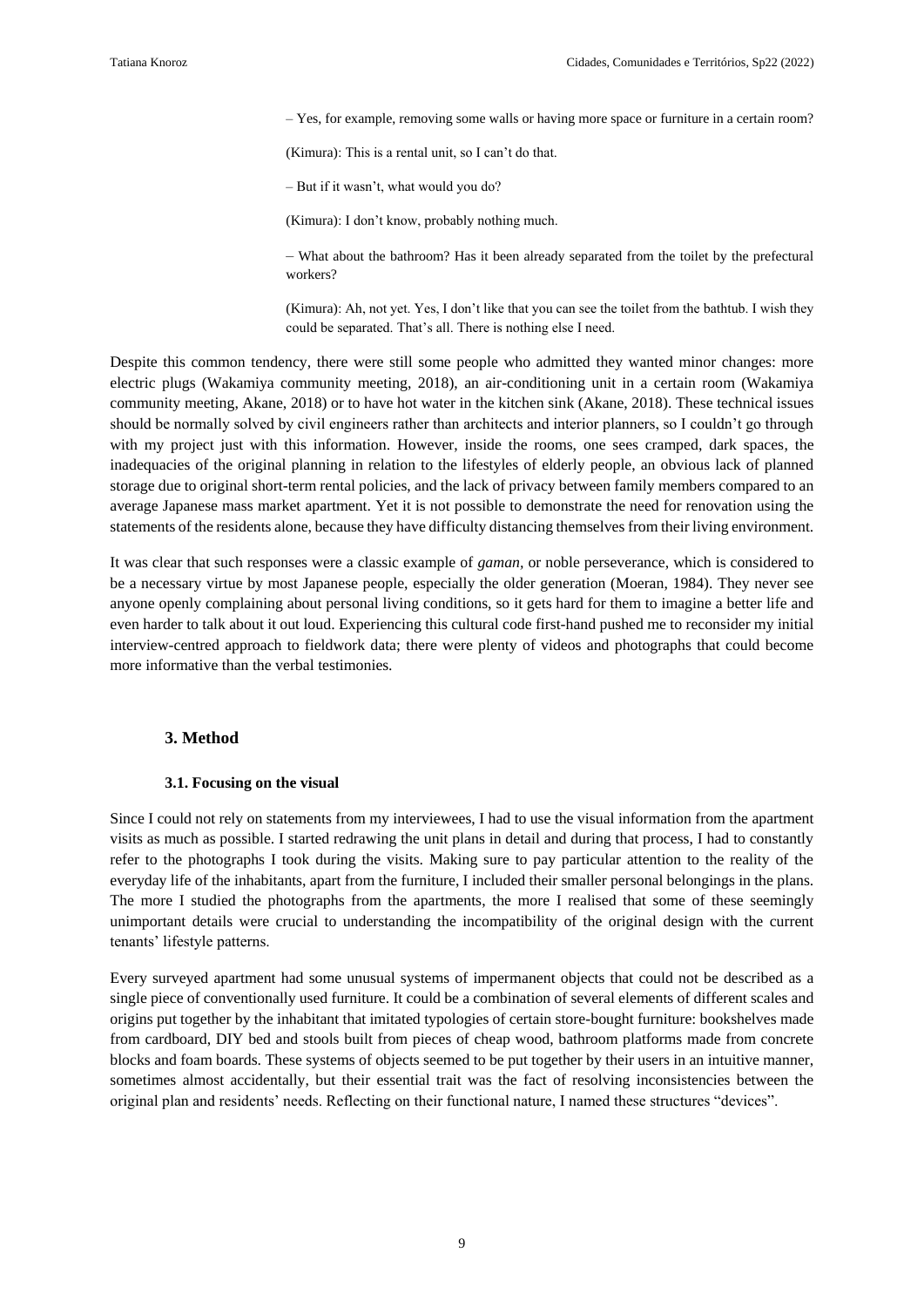> – Yes, for example, removing some walls or having more space or furniture in a certain room?
>
> (Kimura): This is a rental unit, so I can't do that.
>
> – But if it wasn't, what would you do?
>
> (Kimura): I don't know, probably nothing much.
>
> – What about the bathroom? Has it been already separated from the toilet by the prefectural workers?
>
> (Kimura): Ah, not yet. Yes, I don't like that you can see the toilet from the bathtub. I wish they could be separated. That's all. There is nothing else I need.

Despite this common tendency, there were still some people who admitted they wanted minor changes: more electric plugs (Wakamiya community meeting, 2018), an air-conditioning unit in a certain room (Wakamiya community meeting, Akane, 2018) or to have hot water in the kitchen sink (Akane, 2018). These technical issues should be normally solved by civil engineers rather than architects and interior planners, so I couldn't go through with my project just with this information. However, inside the rooms, one sees cramped, dark spaces, the inadequacies of the original planning in relation to the lifestyles of elderly people, an obvious lack of planned storage due to original short-term rental policies, and the lack of privacy between family members compared to an average Japanese mass market apartment. Yet it is not possible to demonstrate the need for renovation using the statements of the residents alone, because they have difficulty distancing themselves from their living environment.

It was clear that such responses were a classic example of *gaman,* or noble perseverance, which is considered to be a necessary virtue by most Japanese people, especially the older generation (Moeran, 1984). They never see anyone openly complaining about personal living conditions, so it gets hard for them to imagine a better life and even harder to talk about it out loud. Experiencing this cultural code first-hand pushed me to reconsider my initial interview-centred approach to fieldwork data; there were plenty of videos and photographs that could become more informative than the verbal testimonies.

## 3. Method

### 3.1. Focusing on the visual

Since I could not rely on statements from my interviewees, I had to use the visual information from the apartment visits as much as possible. I started redrawing the unit plans in detail and during that process, I had to constantly refer to the photographs I took during the visits. Making sure to pay particular attention to the reality of the everyday life of the inhabitants, apart from the furniture, I included their smaller personal belongings in the plans. The more I studied the photographs from the apartments, the more I realised that some of these seemingly unimportant details were crucial to understanding the incompatibility of the original design with the current tenants' lifestyle patterns.

Every surveyed apartment had some unusual systems of impermanent objects that could not be described as a single piece of conventionally used furniture. It could be a combination of several elements of different scales and origins put together by the inhabitant that imitated typologies of certain store-bought furniture: bookshelves made from cardboard, DIY bed and stools built from pieces of cheap wood, bathroom platforms made from concrete blocks and foam boards. These systems of objects seemed to be put together by their users in an intuitive manner, sometimes almost accidentally, but their essential trait was the fact of resolving inconsistencies between the original plan and residents' needs. Reflecting on their functional nature, I named these structures "devices".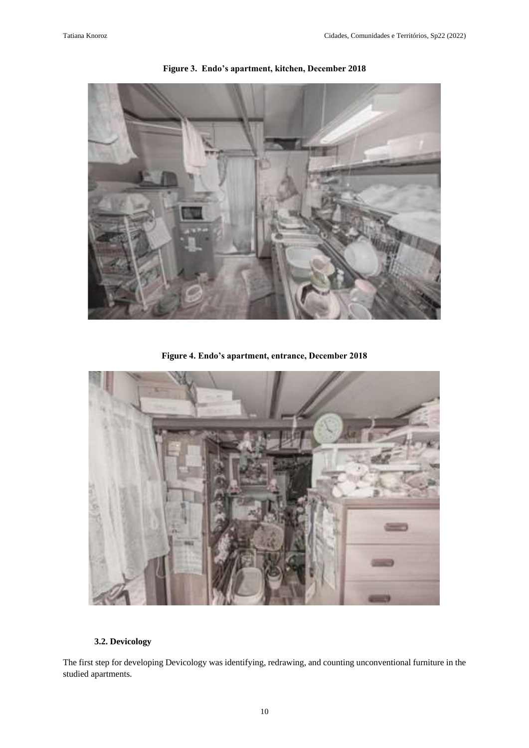**Figure 3. Endo's apartment, kitchen, December 2018**

**Figure 4. Endo's apartment, entrance, December 2018**

### 3.2. Devicology

The first step for developing Devicology was identifying, redrawing, and counting unconventional furniture in the studied apartments.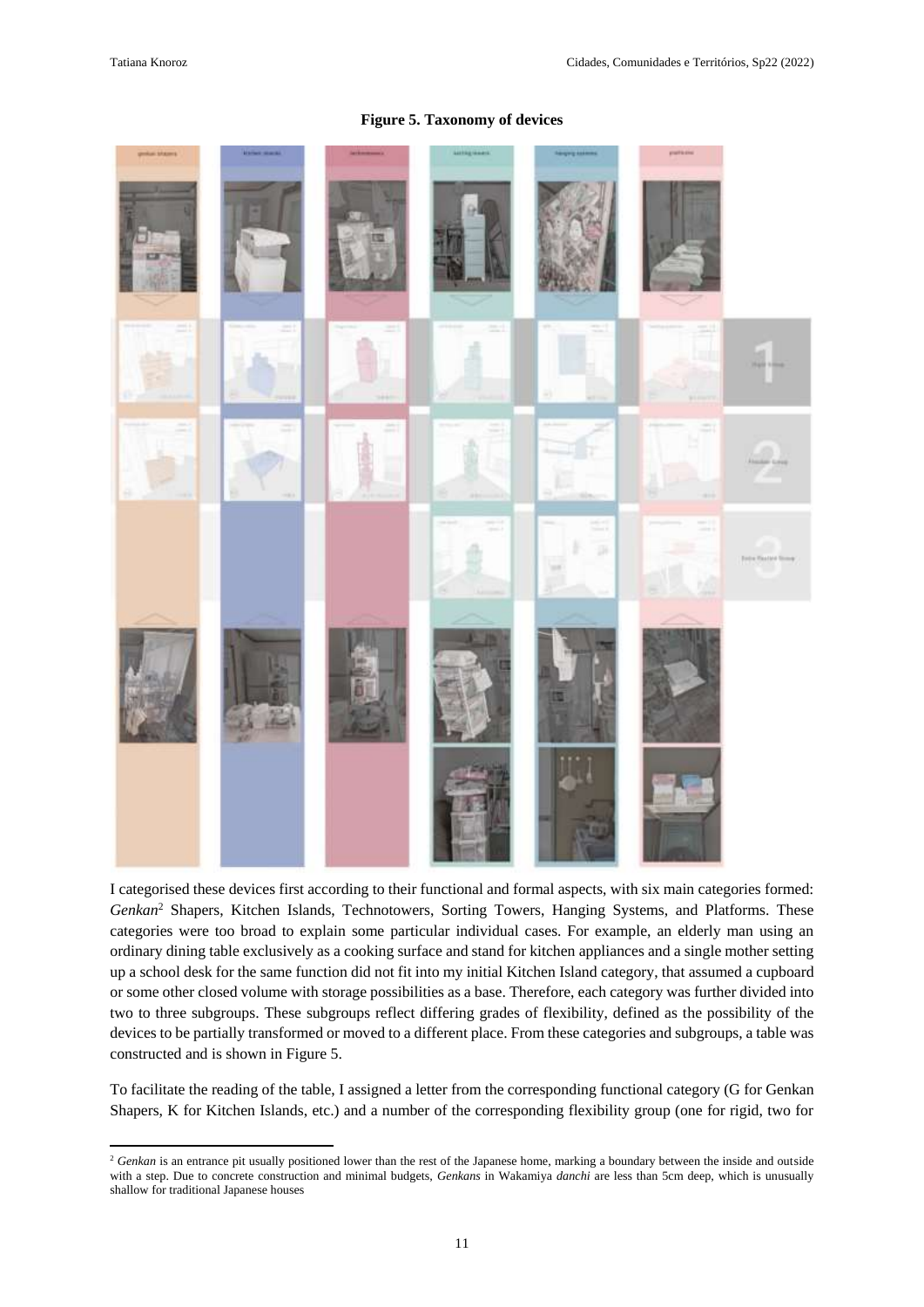**Figure 5. Taxonomy of devices**

I categorised these devices first according to their functional and formal aspects, with six main categories formed: *Genkan*[2] Shapers, Kitchen Islands, Technotowers, Sorting Towers, Hanging Systems, and Platforms. These categories were too broad to explain some particular individual cases. For example, an elderly man using an ordinary dining table exclusively as a cooking surface and stand for kitchen appliances and a single mother setting up a school desk for the same function did not fit into my initial Kitchen Island category, that assumed a cupboard or some other closed volume with storage possibilities as a base. Therefore, each category was further divided into two to three subgroups. These subgroups reflect differing grades of flexibility, defined as the possibility of the devices to be partially transformed or moved to a different place. From these categories and subgroups, a table was constructed and is shown in Figure 5.

To facilitate the reading of the table, I assigned a letter from the corresponding functional category (G for Genkan Shapers, K for Kitchen Islands, etc.) and a number of the corresponding flexibility group (one for rigid, two for

[2] *Genkan* is an entrance pit usually positioned lower than the rest of the Japanese home, marking a boundary between the inside and outside with a step. Due to concrete construction and minimal budgets, *Genkans* in Wakamiya *danchi* are less than 5cm deep, which is unusually shallow for traditional Japanese houses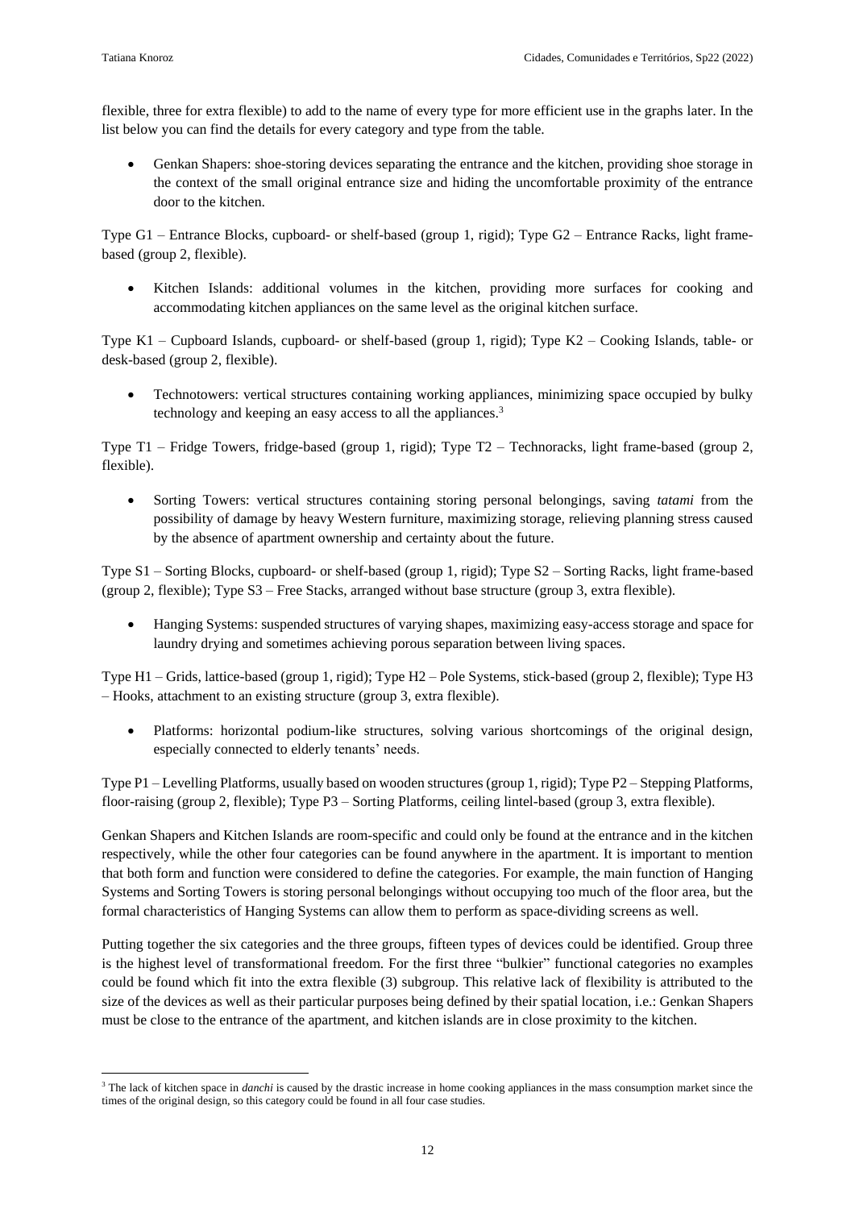flexible, three for extra flexible) to add to the name of every type for more efficient use in the graphs later. In the list below you can find the details for every category and type from the table.

- Genkan Shapers: shoe-storing devices separating the entrance and the kitchen, providing shoe storage in the context of the small original entrance size and hiding the uncomfortable proximity of the entrance door to the kitchen.

Type G1 – Entrance Blocks, cupboard- or shelf-based (group 1, rigid); Type G2 – Entrance Racks, light frame-based (group 2, flexible).

- Kitchen Islands: additional volumes in the kitchen, providing more surfaces for cooking and accommodating kitchen appliances on the same level as the original kitchen surface.

Type K1 – Cupboard Islands, cupboard- or shelf-based (group 1, rigid); Type K2 – Cooking Islands, table- or desk-based (group 2, flexible).

- Technotowers: vertical structures containing working appliances, minimizing space occupied by bulky technology and keeping an easy access to all the appliances.[3]

Type T1 – Fridge Towers, fridge-based (group 1, rigid); Type T2 – Technoracks, light frame-based (group 2, flexible).

- Sorting Towers: vertical structures containing storing personal belongings, saving *tatami* from the possibility of damage by heavy Western furniture, maximizing storage, relieving planning stress caused by the absence of apartment ownership and certainty about the future.

Type S1 – Sorting Blocks, cupboard- or shelf-based (group 1, rigid); Type S2 – Sorting Racks, light frame-based (group 2, flexible); Type S3 – Free Stacks, arranged without base structure (group 3, extra flexible).

- Hanging Systems: suspended structures of varying shapes, maximizing easy-access storage and space for laundry drying and sometimes achieving porous separation between living spaces.

Type H1 – Grids, lattice-based (group 1, rigid); Type H2 – Pole Systems, stick-based (group 2, flexible); Type H3 – Hooks, attachment to an existing structure (group 3, extra flexible).

- Platforms: horizontal podium-like structures, solving various shortcomings of the original design, especially connected to elderly tenants' needs.

Type P1 – Levelling Platforms, usually based on wooden structures (group 1, rigid); Type P2 – Stepping Platforms, floor-raising (group 2, flexible); Type P3 – Sorting Platforms, ceiling lintel-based (group 3, extra flexible).

Genkan Shapers and Kitchen Islands are room-specific and could only be found at the entrance and in the kitchen respectively, while the other four categories can be found anywhere in the apartment. It is important to mention that both form and function were considered to define the categories. For example, the main function of Hanging Systems and Sorting Towers is storing personal belongings without occupying too much of the floor area, but the formal characteristics of Hanging Systems can allow them to perform as space-dividing screens as well.

Putting together the six categories and the three groups, fifteen types of devices could be identified. Group three is the highest level of transformational freedom. For the first three "bulkier" functional categories no examples could be found which fit into the extra flexible (3) subgroup. This relative lack of flexibility is attributed to the size of the devices as well as their particular purposes being defined by their spatial location, i.e.: Genkan Shapers must be close to the entrance of the apartment, and kitchen islands are in close proximity to the kitchen.

[3] The lack of kitchen space in *danchi* is caused by the drastic increase in home cooking appliances in the mass consumption market since the times of the original design, so this category could be found in all four case studies.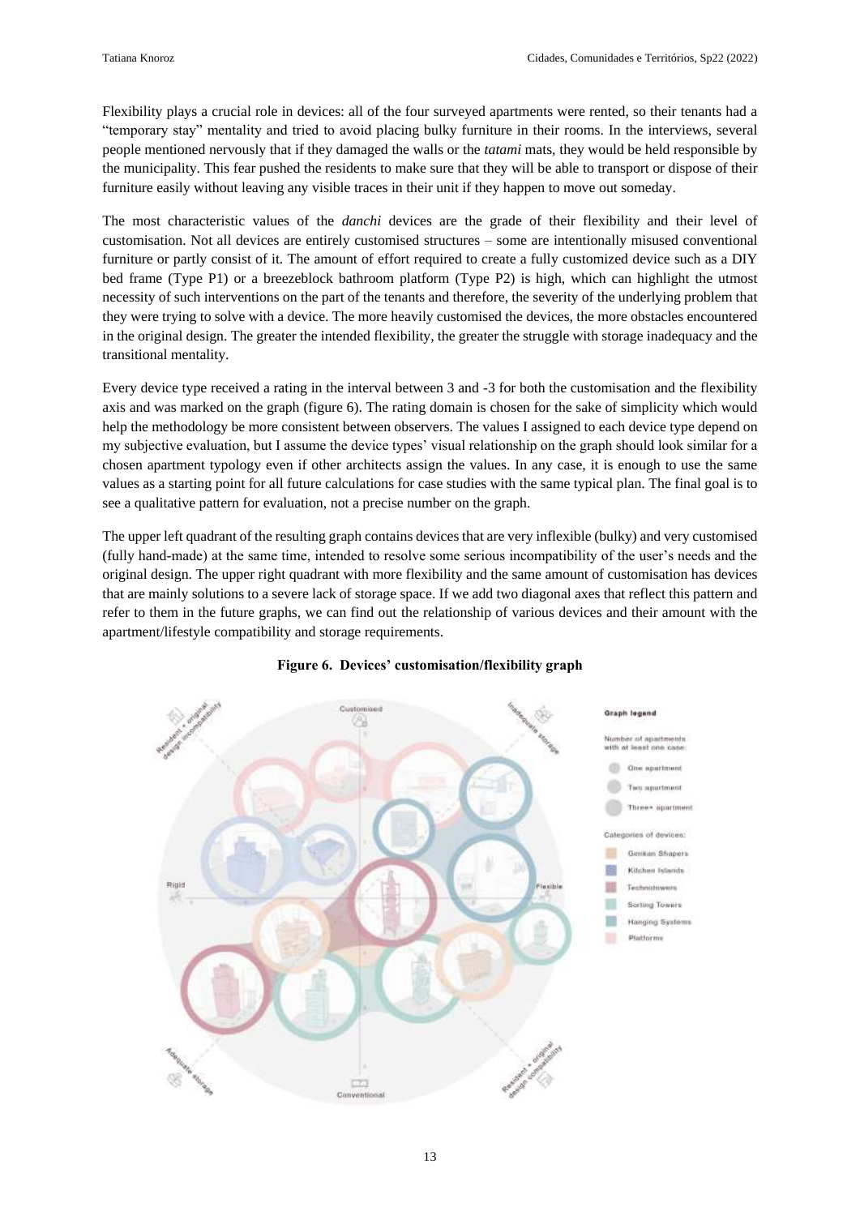Flexibility plays a crucial role in devices: all of the four surveyed apartments were rented, so their tenants had a "temporary stay" mentality and tried to avoid placing bulky furniture in their rooms. In the interviews, several people mentioned nervously that if they damaged the walls or the *tatami* mats, they would be held responsible by the municipality. This fear pushed the residents to make sure that they will be able to transport or dispose of their furniture easily without leaving any visible traces in their unit if they happen to move out someday.

The most characteristic values of the *danchi* devices are the grade of their flexibility and their level of customisation. Not all devices are entirely customised structures – some are intentionally misused conventional furniture or partly consist of it. The amount of effort required to create a fully customized device such as a DIY bed frame (Type P1) or a breezeblock bathroom platform (Type P2) is high, which can highlight the utmost necessity of such interventions on the part of the tenants and therefore, the severity of the underlying problem that they were trying to solve with a device. The more heavily customised the devices, the more obstacles encountered in the original design. The greater the intended flexibility, the greater the struggle with storage inadequacy and the transitional mentality.

Every device type received a rating in the interval between 3 and -3 for both the customisation and the flexibility axis and was marked on the graph (figure 6). The rating domain is chosen for the sake of simplicity which would help the methodology be more consistent between observers. The values I assigned to each device type depend on my subjective evaluation, but I assume the device types' visual relationship on the graph should look similar for a chosen apartment typology even if other architects assign the values. In any case, it is enough to use the same values as a starting point for all future calculations for case studies with the same typical plan. The final goal is to see a qualitative pattern for evaluation, not a precise number on the graph.

The upper left quadrant of the resulting graph contains devices that are very inflexible (bulky) and very customised (fully hand-made) at the same time, intended to resolve some serious incompatibility of the user's needs and the original design. The upper right quadrant with more flexibility and the same amount of customisation has devices that are mainly solutions to a severe lack of storage space. If we add two diagonal axes that reflect this pattern and refer to them in the future graphs, we can find out the relationship of various devices and their amount with the apartment/lifestyle compatibility and storage requirements.

**Figure 6. Devices' customisation/flexibility graph**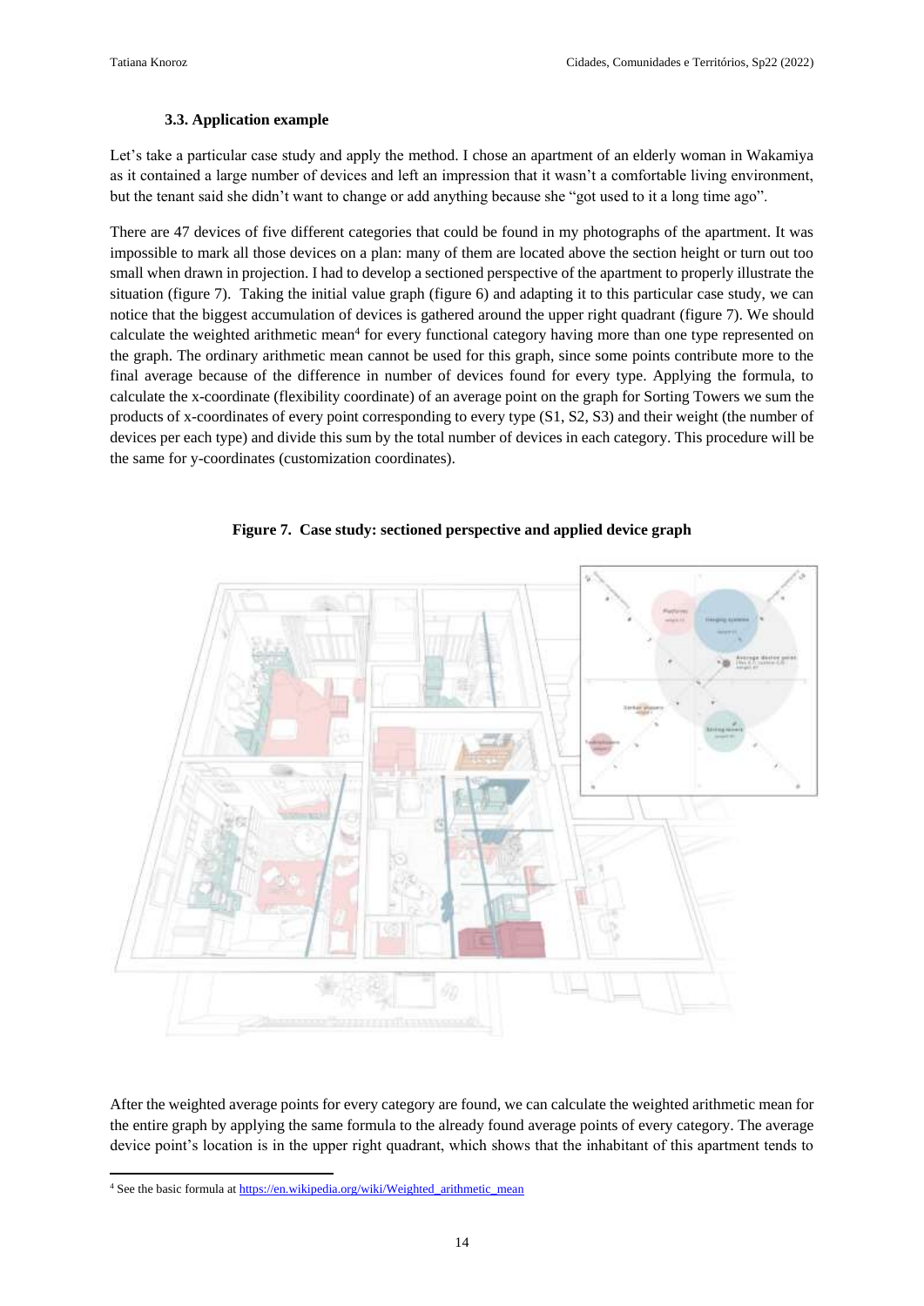### 3.3. Application example

Let's take a particular case study and apply the method. I chose an apartment of an elderly woman in Wakamiya as it contained a large number of devices and left an impression that it wasn't a comfortable living environment, but the tenant said she didn't want to change or add anything because she "got used to it a long time ago".

There are 47 devices of five different categories that could be found in my photographs of the apartment. It was impossible to mark all those devices on a plan: many of them are located above the section height or turn out too small when drawn in projection. I had to develop a sectioned perspective of the apartment to properly illustrate the situation (figure 7). Taking the initial value graph (figure 6) and adapting it to this particular case study, we can notice that the biggest accumulation of devices is gathered around the upper right quadrant (figure 7). We should calculate the weighted arithmetic mean[4] for every functional category having more than one type represented on the graph. The ordinary arithmetic mean cannot be used for this graph, since some points contribute more to the final average because of the difference in number of devices found for every type. Applying the formula, to calculate the x-coordinate (flexibility coordinate) of an average point on the graph for Sorting Towers we sum the products of x-coordinates of every point corresponding to every type (S1, S2, S3) and their weight (the number of devices per each type) and divide this sum by the total number of devices in each category. This procedure will be the same for y-coordinates (customization coordinates).

**Figure 7. Case study: sectioned perspective and applied device graph**

After the weighted average points for every category are found, we can calculate the weighted arithmetic mean for the entire graph by applying the same formula to the already found average points of every category. The average device point's location is in the upper right quadrant, which shows that the inhabitant of this apartment tends to

[4] See the basic formula at https://en.wikipedia.org/wiki/Weighted_arithmetic_mean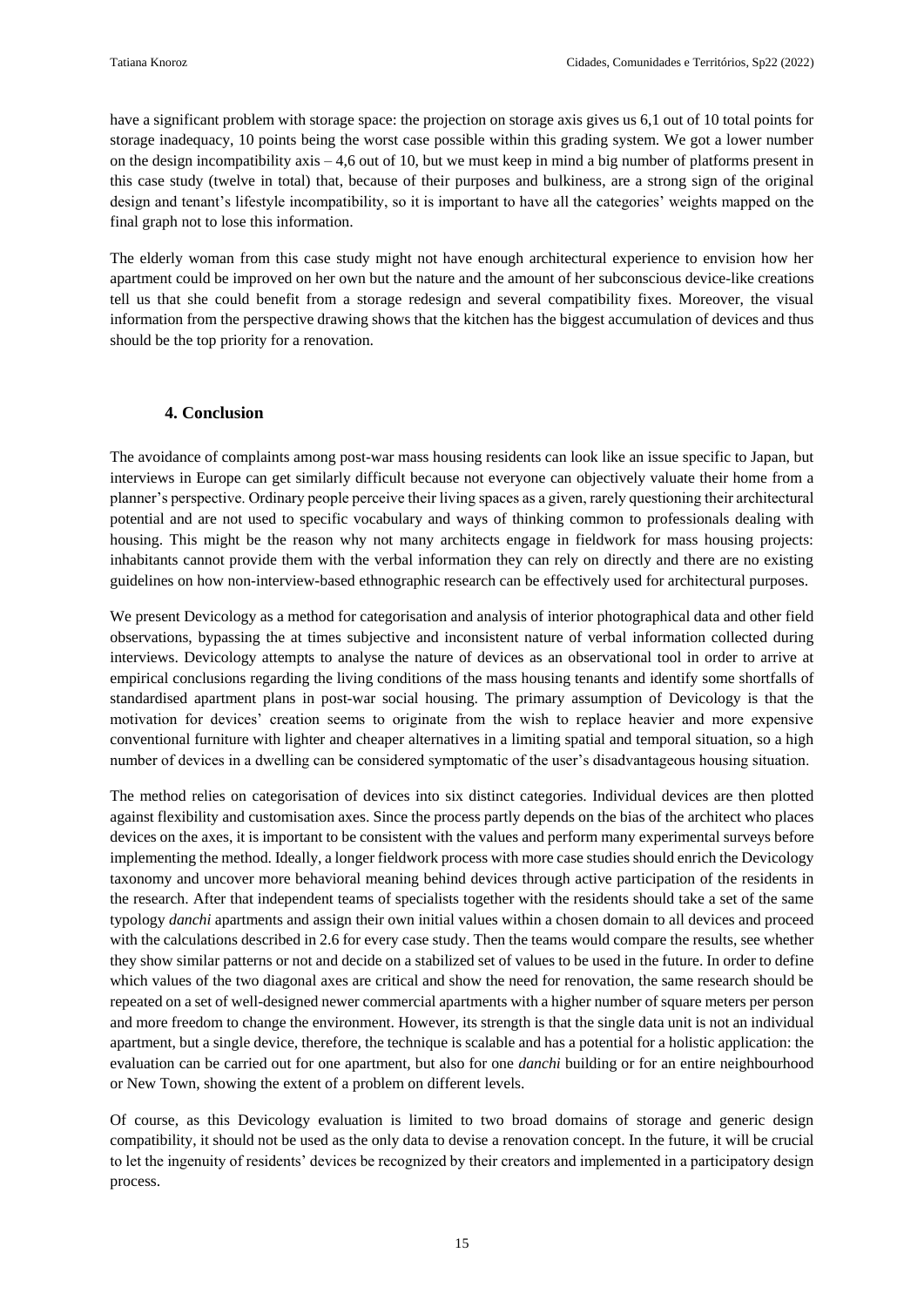have a significant problem with storage space: the projection on storage axis gives us 6,1 out of 10 total points for storage inadequacy, 10 points being the worst case possible within this grading system. We got a lower number on the design incompatibility axis – 4,6 out of 10, but we must keep in mind a big number of platforms present in this case study (twelve in total) that, because of their purposes and bulkiness, are a strong sign of the original design and tenant's lifestyle incompatibility, so it is important to have all the categories' weights mapped on the final graph not to lose this information.

The elderly woman from this case study might not have enough architectural experience to envision how her apartment could be improved on her own but the nature and the amount of her subconscious device-like creations tell us that she could benefit from a storage redesign and several compatibility fixes. Moreover, the visual information from the perspective drawing shows that the kitchen has the biggest accumulation of devices and thus should be the top priority for a renovation.

## 4. Conclusion

The avoidance of complaints among post-war mass housing residents can look like an issue specific to Japan, but interviews in Europe can get similarly difficult because not everyone can objectively valuate their home from a planner's perspective. Ordinary people perceive their living spaces as a given, rarely questioning their architectural potential and are not used to specific vocabulary and ways of thinking common to professionals dealing with housing. This might be the reason why not many architects engage in fieldwork for mass housing projects: inhabitants cannot provide them with the verbal information they can rely on directly and there are no existing guidelines on how non-interview-based ethnographic research can be effectively used for architectural purposes.

We present Devicology as a method for categorisation and analysis of interior photographical data and other field observations, bypassing the at times subjective and inconsistent nature of verbal information collected during interviews. Devicology attempts to analyse the nature of devices as an observational tool in order to arrive at empirical conclusions regarding the living conditions of the mass housing tenants and identify some shortfalls of standardised apartment plans in post-war social housing. The primary assumption of Devicology is that the motivation for devices' creation seems to originate from the wish to replace heavier and more expensive conventional furniture with lighter and cheaper alternatives in a limiting spatial and temporal situation, so a high number of devices in a dwelling can be considered symptomatic of the user's disadvantageous housing situation.

The method relies on categorisation of devices into six distinct categories. Individual devices are then plotted against flexibility and customisation axes. Since the process partly depends on the bias of the architect who places devices on the axes, it is important to be consistent with the values and perform many experimental surveys before implementing the method. Ideally, a longer fieldwork process with more case studies should enrich the Devicology taxonomy and uncover more behavioral meaning behind devices through active participation of the residents in the research. After that independent teams of specialists together with the residents should take a set of the same typology *danchi* apartments and assign their own initial values within a chosen domain to all devices and proceed with the calculations described in 2.6 for every case study. Then the teams would compare the results, see whether they show similar patterns or not and decide on a stabilized set of values to be used in the future. In order to define which values of the two diagonal axes are critical and show the need for renovation, the same research should be repeated on a set of well-designed newer commercial apartments with a higher number of square meters per person and more freedom to change the environment. However, its strength is that the single data unit is not an individual apartment, but a single device, therefore, the technique is scalable and has a potential for a holistic application: the evaluation can be carried out for one apartment, but also for one *danchi* building or for an entire neighbourhood or New Town, showing the extent of a problem on different levels.

Of course, as this Devicology evaluation is limited to two broad domains of storage and generic design compatibility, it should not be used as the only data to devise a renovation concept. In the future, it will be crucial to let the ingenuity of residents' devices be recognized by their creators and implemented in a participatory design process.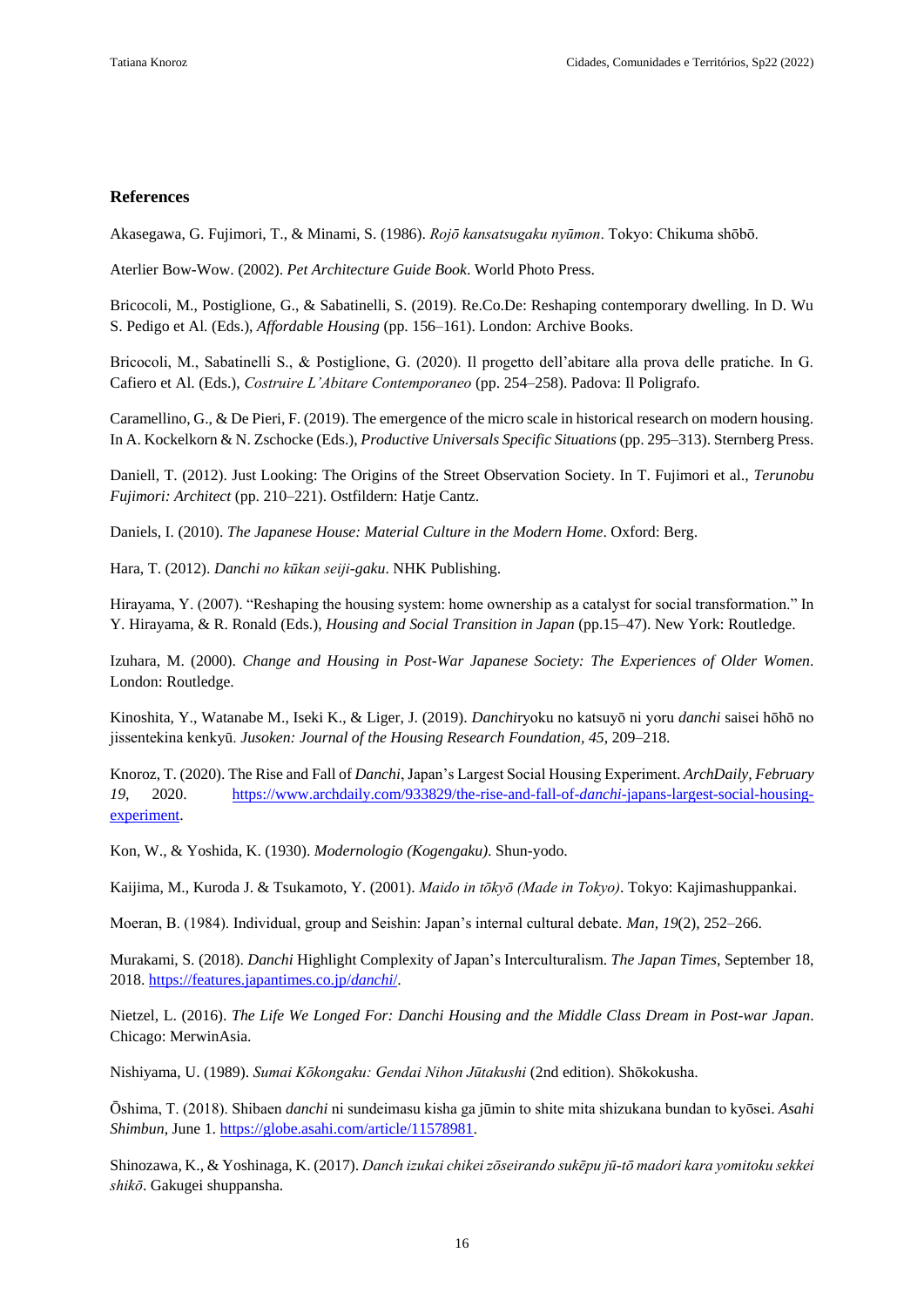### References

Akasegawa, G. Fujimori, T., & Minami, S. (1986). *Rojō kansatsugaku nyūmon*. Tokyo: Chikuma shōbō.

Aterlier Bow-Wow. (2002). *Pet Architecture Guide Book*. World Photo Press.

Bricocoli, M., Postiglione, G., & Sabatinelli, S. (2019). Re.Co.De: Reshaping contemporary dwelling. In D. Wu S. Pedigo et Al. (Eds.), *Affordable Housing* (pp. 156–161). London: Archive Books.

Bricocoli, M., Sabatinelli S., & Postiglione, G. (2020). Il progetto dell'abitare alla prova delle pratiche. In G. Cafiero et Al. (Eds.), *Costruire L'Abitare Contemporaneo* (pp. 254–258). Padova: Il Poligrafo.

Caramellino, G., & De Pieri, F. (2019). The emergence of the micro scale in historical research on modern housing. In A. Kockelkorn & N. Zschocke (Eds.), *Productive Universals Specific Situations* (pp. 295–313). Sternberg Press.

Daniell, T. (2012). Just Looking: The Origins of the Street Observation Society. In T. Fujimori et al., *Terunobu Fujimori: Architect* (pp. 210–221). Ostfildern: Hatje Cantz.

Daniels, I. (2010). *The Japanese House: Material Culture in the Modern Home*. Oxford: Berg.

Hara, T. (2012). *Danchi no kūkan seiji-gaku*. NHK Publishing.

Hirayama, Y. (2007). "Reshaping the housing system: home ownership as a catalyst for social transformation." In Y. Hirayama, & R. Ronald (Eds.), *Housing and Social Transition in Japan* (pp.15–47). New York: Routledge.

Izuhara, M. (2000). *Change and Housing in Post-War Japanese Society: The Experiences of Older Women*. London: Routledge.

Kinoshita, Y., Watanabe M., Iseki K., & Liger, J. (2019). *Danchi*ryoku no katsuyō ni yoru *danchi* saisei hōhō no jissentekina kenkyū. *Jusoken: Journal of the Housing Research Foundation, 45*, 209–218.

Knoroz, T. (2020). The Rise and Fall of *Danchi*, Japan's Largest Social Housing Experiment. *ArchDaily*, *February 19*, 2020. https://www.archdaily.com/933829/the-rise-and-fall-of-*danchi*-japans-largest-social-housing-experiment.

Kon, W., & Yoshida, K. (1930). *Modernologio (Kogengaku)*. Shun-yodo.

Kaijima, M., Kuroda J. & Tsukamoto, Y. (2001). *Maido in tōkyō (Made in Tokyo)*. Tokyo: Kajimashuppankai.

Moeran, B. (1984). Individual, group and Seishin: Japan's internal cultural debate. *Man*, *19*(2), 252–266.

Murakami, S. (2018). *Danchi* Highlight Complexity of Japan's Interculturalism. *The Japan Times*, September 18, 2018. https://features.japantimes.co.jp/*danchi*/.

Nietzel, L. (2016). *The Life We Longed For: Danchi Housing and the Middle Class Dream in Post-war Japan*. Chicago: MerwinAsia.

Nishiyama, U. (1989). *Sumai Kōkongaku: Gendai Nihon Jūtakushi* (2nd edition). Shōkokusha.

Ōshima, T. (2018). Shibaen *danchi* ni sundeimasu kisha ga jūmin to shite mita shizukana bundan to kyōsei. *Asahi Shimbun*, June 1. https://globe.asahi.com/article/11578981.

Shinozawa, K., & Yoshinaga, K. (2017). *Danch izukai chikei zōseirando sukēpu jū-tō madori kara yomitoku sekkei shikō*. Gakugei shuppansha.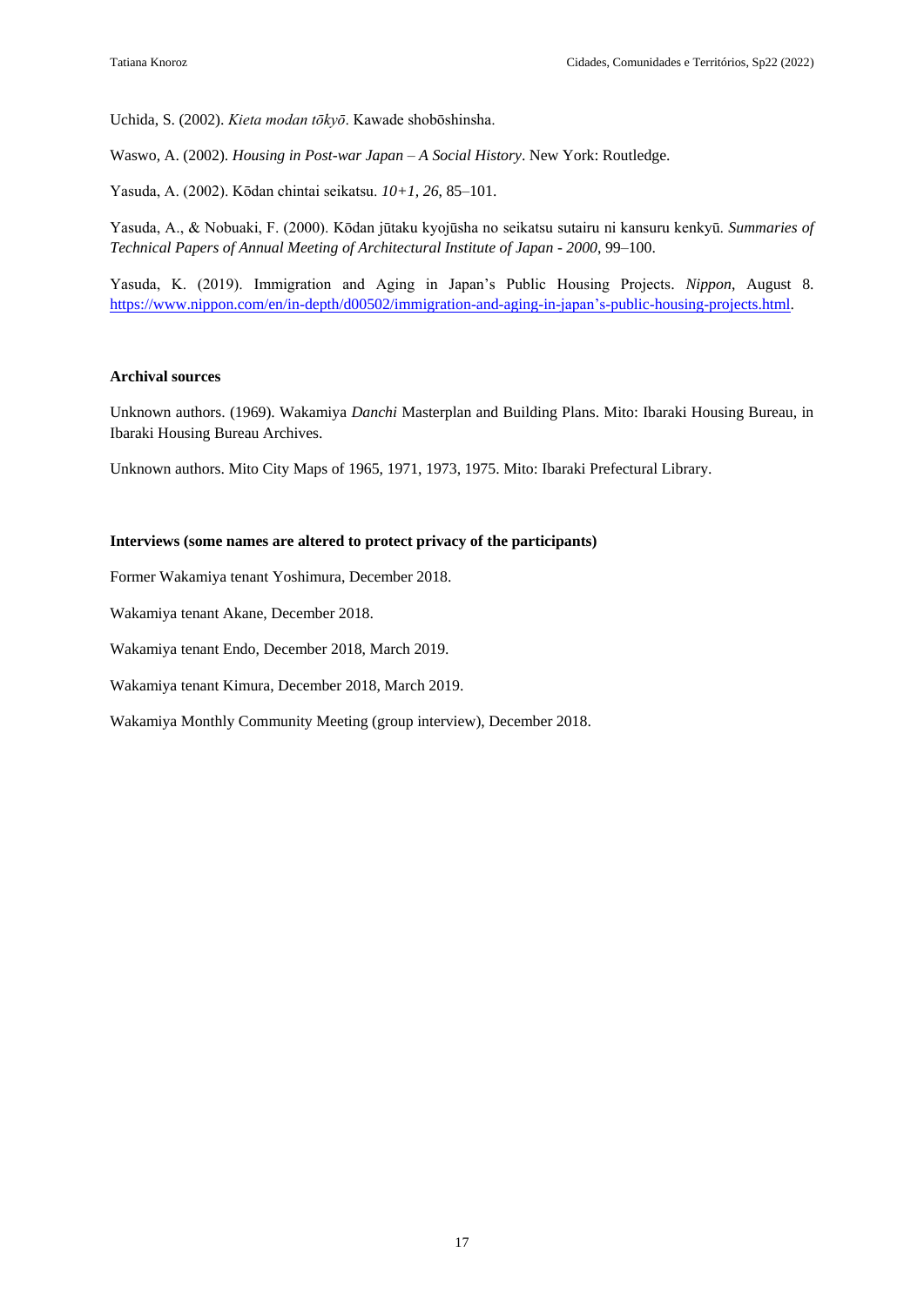Uchida, S. (2002). *Kieta modan tōkyō*. Kawade shobōshinsha.

Waswo, A. (2002). *Housing in Post-war Japan – A Social History*. New York: Routledge.

Yasuda, A. (2002). Kōdan chintai seikatsu. *10+1, 26*, 85–101.

Yasuda, A., & Nobuaki, F. (2000). Kōdan jūtaku kyojūsha no seikatsu sutairu ni kansuru kenkyū. *Summaries of Technical Papers of Annual Meeting of Architectural Institute of Japan - 2000*, 99–100.

Yasuda, K. (2019). Immigration and Aging in Japan's Public Housing Projects. *Nippon*, August 8. [https://www.nippon.com/en/in-depth/d00502/immigration-and-aging-in-japan's-public-housing-projects.html](https://www.nippon.com/en/in-depth/d00502/immigration-and-aging-in-japan's-public-housing-projects.html).

**Archival sources**

Unknown authors. (1969). Wakamiya *Danchi* Masterplan and Building Plans. Mito: Ibaraki Housing Bureau, in Ibaraki Housing Bureau Archives.

Unknown authors. Mito City Maps of 1965, 1971, 1973, 1975. Mito: Ibaraki Prefectural Library.

**Interviews (some names are altered to protect privacy of the participants)**

Former Wakamiya tenant Yoshimura, December 2018.

Wakamiya tenant Akane, December 2018.

Wakamiya tenant Endo, December 2018, March 2019.

Wakamiya tenant Kimura, December 2018, March 2019.

Wakamiya Monthly Community Meeting (group interview), December 2018.